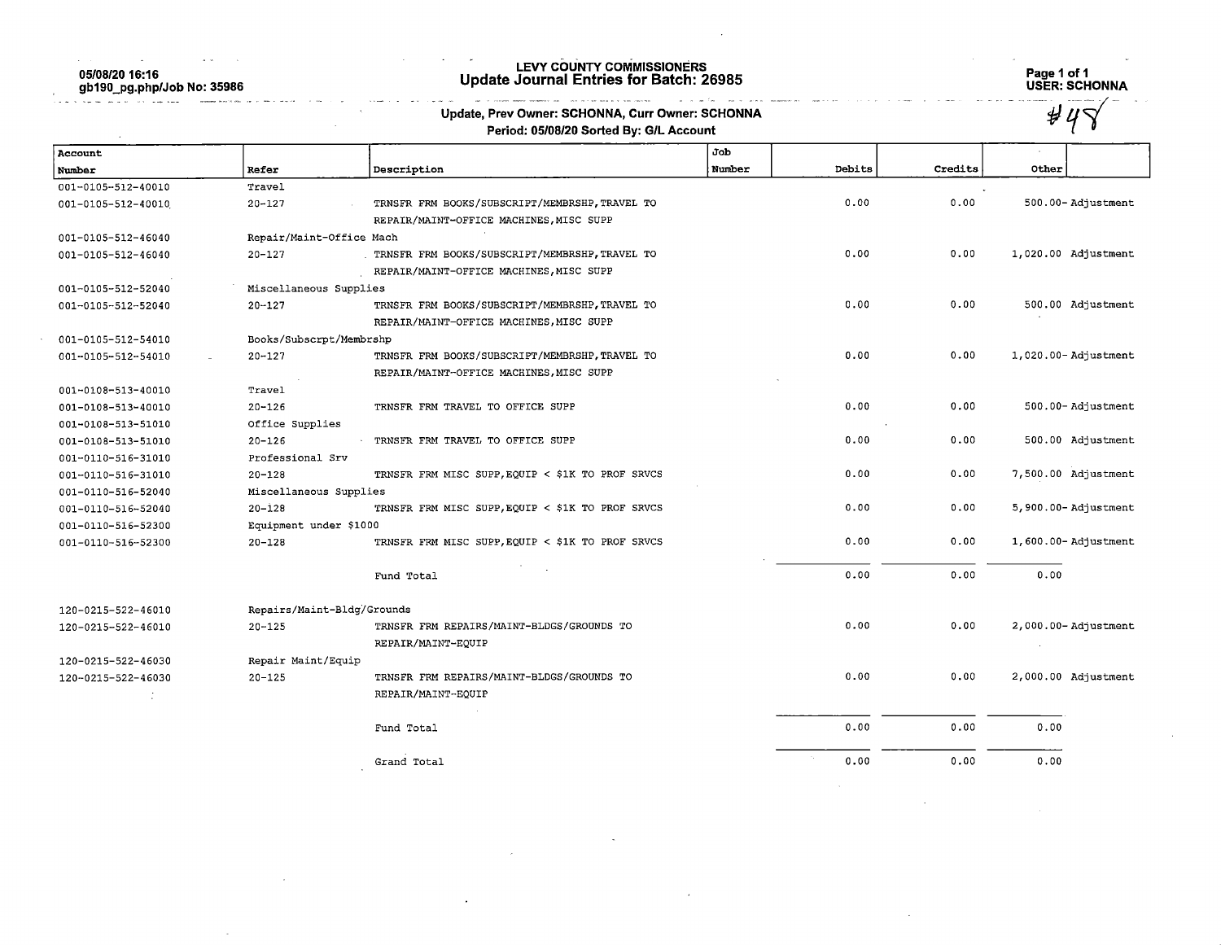05/08/20 16:16
gb190_pg.php/Job No: 35986

# LEVY COUNTY COMMISSIONERS
## Update Journal Entries for Batch: 26985

USER: SCHONNA

**Update, Prev Owner: SCHONNA, Curr Owner: SCHONNA**
**Period: 05/08/20 Sorted By: G/L Account**

#48

| Account Number | Refer | Description | Job Number | Debits | Credits | Other | |
|---|---|---|---|---|---|---|---|
| 001-0105-512-40010 | Travel | | | | | | |
| 001-0105-512-40010 | 20-127 | TRNSFR FRM BOOKS/SUBSCRIPT/MEMBRSHP,TRAVEL TO REPAIR/MAINT-OFFICE MACHINES,MISC SUPP | | 0.00 | 0.00 | 500.00- | Adjustment |
| 001-0105-512-46040 | Repair/Maint-Office Mach | | | | | | |
| 001-0105-512-46040 | 20-127 | TRNSFR FRM BOOKS/SUBSCRIPT/MEMBRSHP,TRAVEL TO REPAIR/MAINT-OFFICE MACHINES,MISC SUPP | | 0.00 | 0.00 | 1,020.00 | Adjustment |
| 001-0105-512-52040 | Miscellaneous Supplies | | | | | | |
| 001-0105-512-52040 | 20-127 | TRNSFR FRM BOOKS/SUBSCRIPT/MEMBRSHP,TRAVEL TO REPAIR/MAINT-OFFICE MACHINES,MISC SUPP | | 0.00 | 0.00 | 500.00 | Adjustment |
| 001-0105-512-54010 | Books/Subscrpt/Membrshp | | | | | | |
| 001-0105-512-54010 | 20-127 | TRNSFR FRM BOOKS/SUBSCRIPT/MEMBRSHP,TRAVEL TO REPAIR/MAINT-OFFICE MACHINES,MISC SUPP | | 0.00 | 0.00 | 1,020.00- | Adjustment |
| 001-0108-513-40010 | Travel | | | | | | |
| 001-0108-513-40010 | 20-126 | TRNSFR FRM TRAVEL TO OFFICE SUPP | | 0.00 | 0.00 | 500.00- | Adjustment |
| 001-0108-513-51010 | Office Supplies | | | | | | |
| 001-0108-513-51010 | 20-126 | TRNSFR FRM TRAVEL TO OFFICE SUPP | | 0.00 | 0.00 | 500.00 | Adjustment |
| 001-0110-516-31010 | Professional Srv | | | | | | |
| 001-0110-516-31010 | 20-128 | TRNSFR FRM MISC SUPP,EQUIP < $1K TO PROF SRVCS | | 0.00 | 0.00 | 7,500.00 | Adjustment |
| 001-0110-516-52040 | Miscellaneous Supplies | | | | | | |
| 001-0110-516-52040 | 20-128 | TRNSFR FRM MISC SUPP,EQUIP < $1K TO PROF SRVCS | | 0.00 | 0.00 | 5,900.00- | Adjustment |
| 001-0110-516-52300 | Equipment under $1000 | | | | | | |
| 001-0110-516-52300 | 20-128 | TRNSFR FRM MISC SUPP,EQUIP < $1K TO PROF SRVCS | | 0.00 | 0.00 | 1,600.00- | Adjustment |
| | | Fund Total | | 0.00 | 0.00 | 0.00 | |
| 120-0215-522-46010 | Repairs/Maint-Bldg/Grounds | | | | | | |
| 120-0215-522-46010 | 20-125 | TRNSFR FRM REPAIRS/MAINT-BLDGS/GROUNDS TO REPAIR/MAINT-EQUIP | | 0.00 | 0.00 | 2,000.00- | Adjustment |
| 120-0215-522-46030 | Repair Maint/Equip | | | | | | |
| 120-0215-522-46030 | 20-125 | TRNSFR FRM REPAIRS/MAINT-BLDGS/GROUNDS TO REPAIR/MAINT-EQUIP | | 0.00 | 0.00 | 2,000.00 | Adjustment |
| | | Fund Total | | 0.00 | 0.00 | 0.00 | |
| | | Grand Total | | 0.00 | 0.00 | 0.00 | |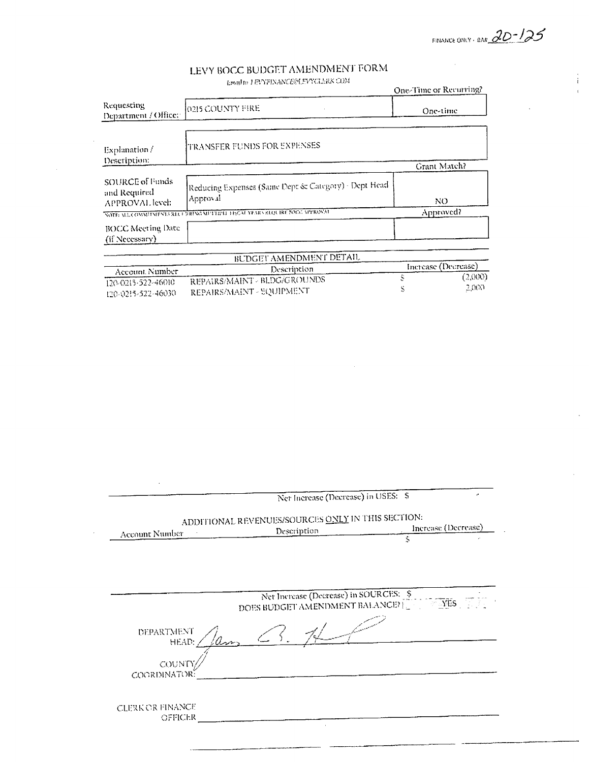FINANCE ONLY - BA# 20-125

# LEVY BOCC BUDGET AMENDMENT FORM

Email to LEVYFINANCE@LEVYCLERK.COM

| | | One-Time or Recurring? |
|---|---|---|
| Requesting Department / Office: | 0215 COUNTY FIRE | One-time |
| Explanation / Description: | TRANSFER FUNDS FOR EXPENSES | Grant Match? |
| SOURCE of Funds and Required APPROVAL level: | Reducing Expenses (Same Dept & Category) - Dept Head Approval | NO |

NOTE: ALL COMMITMENTS RECURRING MULTIPLE FISCAL YEARS REQUIRE BOCC APPROVAL

| | | Approved? |
|---|---|---|
| BOCC Meeting Date (if Necessary) | | |

## BUDGET AMENDMENT DETAIL

| Account Number | Description | Increase (Decrease) |
|---|---|---|
| 120-0215-522-46010 | REPAIRS/MAINT - BLDG/GROUNDS | $ (2,000) |
| 120-0215-522-46030 | REPAIRS/MAINT - EQUIPMENT | $ 2,000 |

Net Increase (Decrease) in USES: $ -

## ADDITIONAL REVENUES/SOURCES ONLY IN THIS SECTION:

| Account Number | Description | Increase (Decrease) |
|---|---|---|
| | | $ - |

Net Increase (Decrease) in SOURCES: $ -

DOES BUDGET AMENDMENT BALANCE? YES

DEPARTMENT HEAD: James B. H[signature]

COUNTY COORDINATOR: ______________________

CLERK OR FINANCE OFFICER ______________________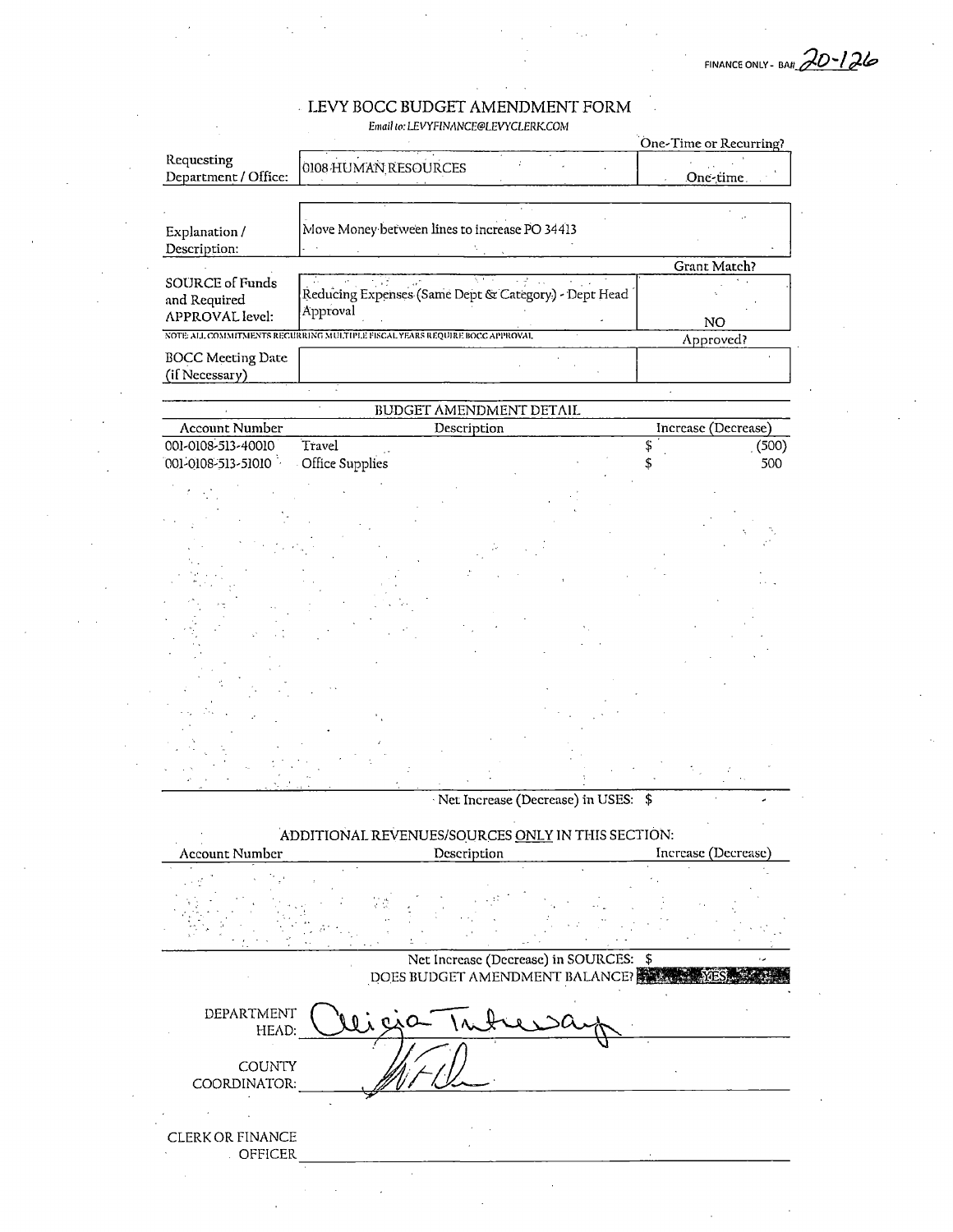FINANCE ONLY - BA# 20-126

# LEVY BOCC BUDGET AMENDMENT FORM

*Email to: LEVYFINANCE@LEVYCLERK.COM*

| | | One-Time or Recurring? |
|---|---|---|
| Requesting Department / Office: | 0108 HUMAN RESOURCES | One-time |
| Explanation / Description: | Move Money between lines to increase PO 34413 | |
| | | Grant Match? |
| SOURCE of Funds and Required APPROVAL level: | Reducing Expenses (Same Dept & Category) - Dept Head Approval | NO |
| | | Approved? |
| BOCC Meeting Date (if Necessary) | | |

NOTE: ALL COMMITMENTS RECURRING MULTIPLE FISCAL YEARS REQUIRE BOCC APPROVAL

## BUDGET AMENDMENT DETAIL

| Account Number | Description | Increase (Decrease) |
|---|---|---|
| 001-0108-513-40010 | Travel | $ (500) |
| 001-0108-513-51010 | Office Supplies | $ 500 |

Net Increase (Decrease) in USES: $ -

## ADDITIONAL REVENUES/SOURCES ONLY IN THIS SECTION:

| Account Number | Description | Increase (Decrease) |
|---|---|---|
| | | |

Net Increase (Decrease) in SOURCES: $ -

DOES BUDGET AMENDMENT BALANCE? YES

DEPARTMENT HEAD: Alicia Tuttle-Way

COUNTY COORDINATOR: [signature]

CLERK OR FINANCE OFFICER: ____________________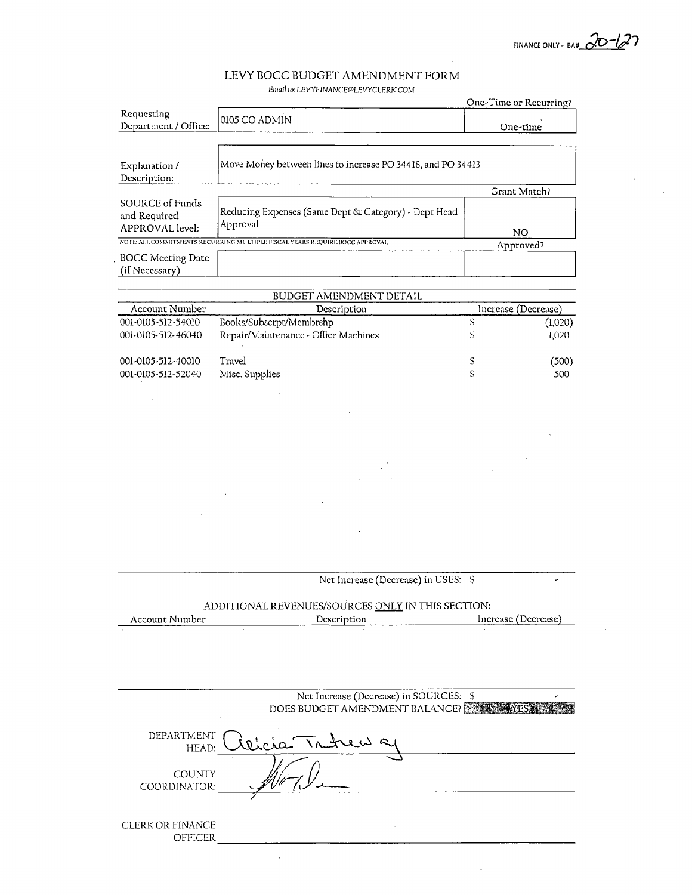FINANCE ONLY - BA# 20-127

# LEVY BOCC BUDGET AMENDMENT FORM

*Email to: LEVYFINANCE@LEVYCLERK.COM*

| | | One-Time or Recurring? |
|---|---|---|
| Requesting Department / Office: | 0105 CO ADMIN | One-time |
| Explanation / Description: | Move Money between lines to increase PO 34418, and PO 34413 | |
| | | Grant Match? |
| SOURCE of Funds and Required APPROVAL level: | Reducing Expenses (Same Dept & Category) - Dept Head Approval | NO |
| NOTE: ALL COMMITMENTS RECURRING MULTIPLE FISCAL YEARS REQUIRE BOCC APPROVAL. | | Approved? |
| BOCC Meeting Date (if Necessary) | | |

## BUDGET AMENDMENT DETAIL

| Account Number | Description | Increase (Decrease) |
|---|---|---|
| 001-0105-512-54010 | Books/Subscrpt/Membrshp | $ (1,020) |
| 001-0105-512-46040 | Repair/Maintenance - Office Machines | $ 1,020 |
| 001-0105-512-40010 | Travel | $ (500) |
| 001-0105-512-52040 | Misc. Supplies | $ 500 |

Net Increase (Decrease) in USES: $ -

## ADDITIONAL REVENUES/SOURCES ONLY IN THIS SECTION:

| Account Number | Description | Increase (Decrease) |
|---|---|---|
| | | |

Net Increase (Decrease) in SOURCES: $ -

DOES BUDGET AMENDMENT BALANCE? YES

DEPARTMENT HEAD: Alicia Tindway

COUNTY COORDINATOR: [signature]

CLERK OR FINANCE OFFICER: ____________________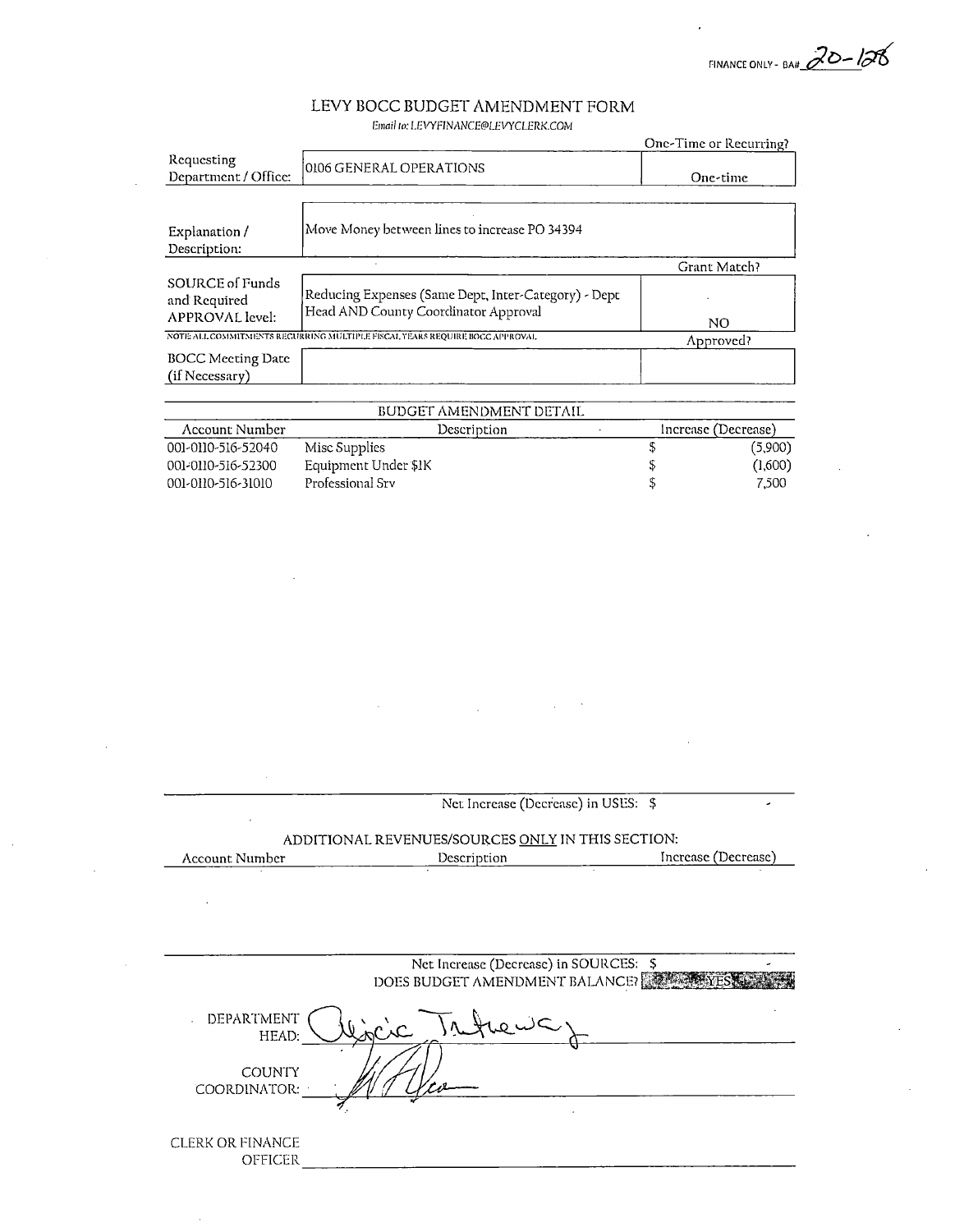FINANCE ONLY - BA# 20-128

# LEVY BOCC BUDGET AMENDMENT FORM

*Email to: LEVYFINANCE@LEVYCLERK.COM*

| | | One-Time or Recurring? |
|---|---|---|
| Requesting Department / Office: | 0106 GENERAL OPERATIONS | One-time |
| Explanation / Description: | Move Money between lines to increase PO 34394 | |
| | | Grant Match? |
| SOURCE of Funds and Required APPROVAL level: | Reducing Expenses (Same Dept, Inter-Category) - Dept Head AND County Coordinator Approval | NO |
| NOTE: ALL COMMITMENTS RECURRING MULTIPLE FISCAL YEARS REQUIRE BOCC APPROVAL. | | Approved? |
| BOCC Meeting Date (if Necessary) | | |

## BUDGET AMENDMENT DETAIL

| Account Number | Description | Increase (Decrease) |
|---|---|---|
| 001-0110-516-52040 | Misc Supplies | $ (5,900) |
| 001-0110-516-52300 | Equipment Under $1K | $ (1,600) |
| 001-0110-516-31010 | Professional Srv | $ 7,500 |

Net Increase (Decrease) in USES: $ -

ADDITIONAL REVENUES/SOURCES ONLY IN THIS SECTION:

| Account Number | Description | Increase (Decrease) |
|---|---|---|
| | | |

Net Increase (Decrease) in SOURCES: $ -

DOES BUDGET AMENDMENT BALANCE? YES

DEPARTMENT HEAD: Alexis Tathewa

COUNTY COORDINATOR: [signature]

CLERK OR FINANCE OFFICER ______________________